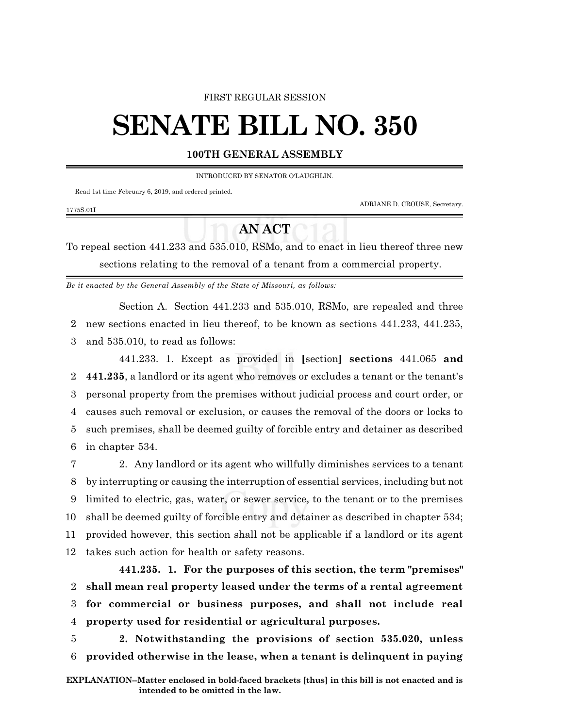FIRST REGULAR SESSION

# SENATE BILL NO. 350

### 100TH GENERAL ASSEMBLY

INTRODUCED BY SENATOR O'LAUGHLIN.

Read 1st time February 6, 2019, and ordered printed.

ADRIANE D. CROUSE, Secretary.

1775S.01I

## AN ACT

To repeal section 441.233 and 535.010, RSMo, and to enact in lieu thereof three new sections relating to the removal of a tenant from a commercial property.

*Be it enacted by the General Assembly of the State of Missouri, as follows:*

Section A. Section 441.233 and 535.010, RSMo, are repealed and three new sections enacted in lieu thereof, to be known as sections 441.233, 441.235, and 535.010, to read as follows:

441.233. 1. Except as provided in **[**section**]** **sections** 441.065 **and 441.235**, a landlord or its agent who removes or excludes a tenant or the tenant's personal property from the premises without judicial process and court order, or causes such removal or exclusion, or causes the removal of the doors or locks to such premises, shall be deemed guilty of forcible entry and detainer as described in chapter 534.

2. Any landlord or its agent who willfully diminishes services to a tenant by interrupting or causing the interruption of essential services, including but not limited to electric, gas, water, or sewer service, to the tenant or to the premises shall be deemed guilty of forcible entry and detainer as described in chapter 534; provided however, this section shall not be applicable if a landlord or its agent takes such action for health or safety reasons.

**441.235. 1. For the purposes of this section, the term "premises" shall mean real property leased under the terms of a rental agreement for commercial or business purposes, and shall not include real property used for residential or agricultural purposes.**

**2. Notwithstanding the provisions of section 535.020, unless provided otherwise in the lease, when a tenant is delinquent in paying**

**EXPLANATION–Matter enclosed in bold-faced brackets [thus] in this bill is not enacted and is intended to be omitted in the law.**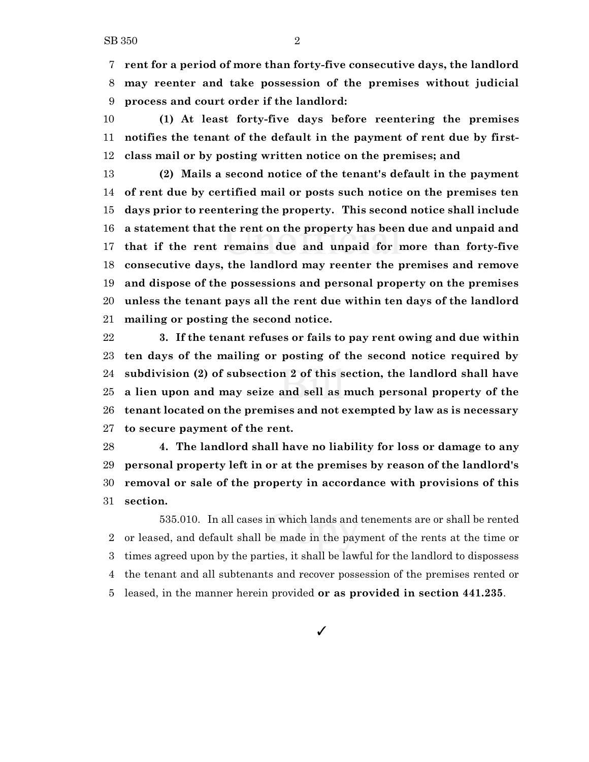**rent for a period of more than forty-five consecutive days, the landlord may reenter and take possession of the premises without judicial process and court order if the landlord:**

**(1) At least forty-five days before reentering the premises notifies the tenant of the default in the payment of rent due by first-class mail or by posting written notice on the premises; and**

**(2) Mails a second notice of the tenant's default in the payment of rent due by certified mail or posts such notice on the premises ten days prior to reentering the property. This second notice shall include a statement that the rent on the property has been due and unpaid and that if the rent remains due and unpaid for more than forty-five consecutive days, the landlord may reenter the premises and remove and dispose of the possessions and personal property on the premises unless the tenant pays all the rent due within ten days of the landlord mailing or posting the second notice.**

**3. If the tenant refuses or fails to pay rent owing and due within ten days of the mailing or posting of the second notice required by subdivision (2) of subsection 2 of this section, the landlord shall have a lien upon and may seize and sell as much personal property of the tenant located on the premises and not exempted by law as is necessary to secure payment of the rent.**

**4. The landlord shall have no liability for loss or damage to any personal property left in or at the premises by reason of the landlord's removal or sale of the property in accordance with provisions of this section.**

535.010. In all cases in which lands and tenements are or shall be rented or leased, and default shall be made in the payment of the rents at the time or times agreed upon by the parties, it shall be lawful for the landlord to dispossess the tenant and all subtenants and recover possession of the premises rented or leased, in the manner herein provided **or as provided in section 441.235**.

✓